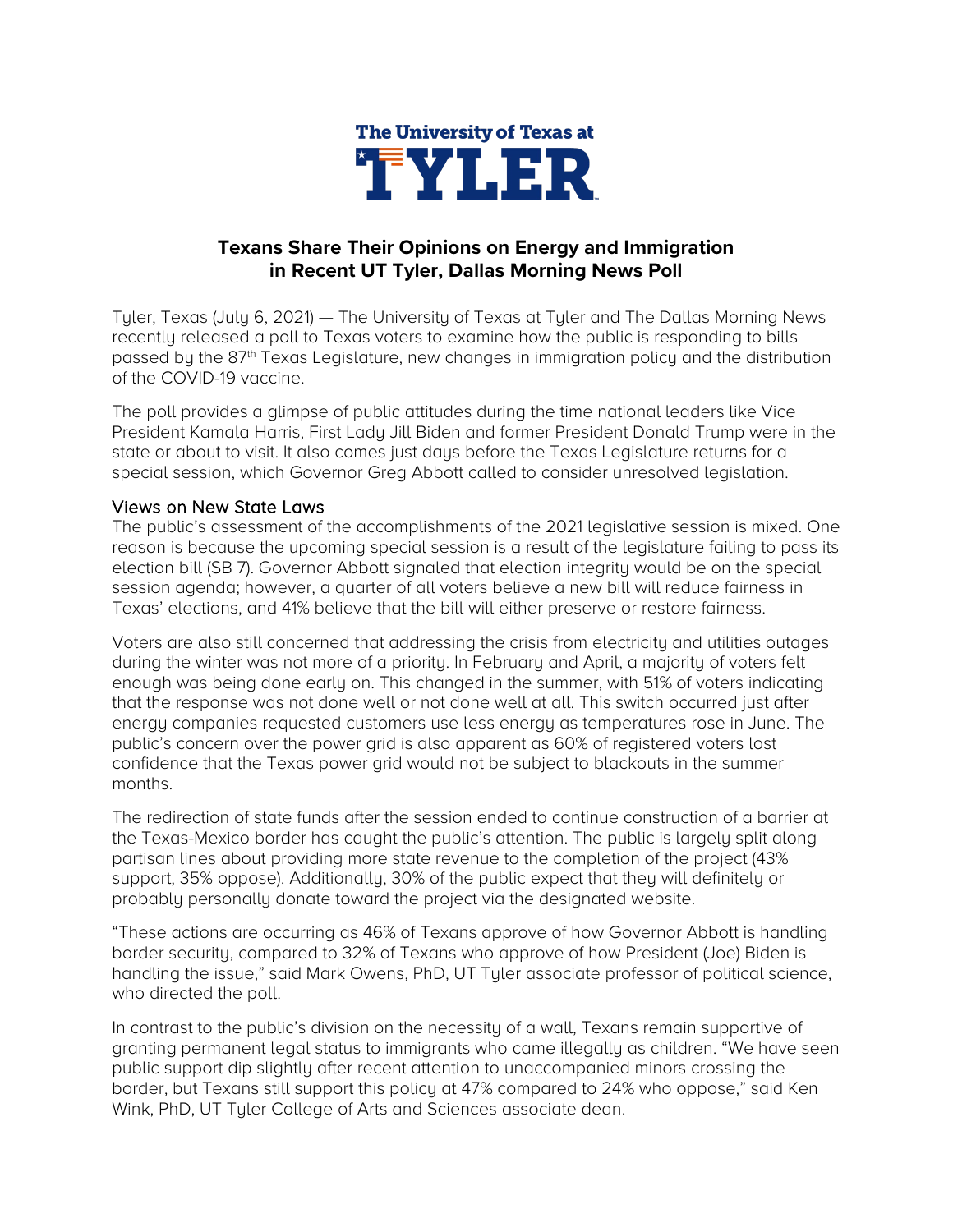The University of Texas at TYLER

## Texans Share Their Opinions on Energy and Immigration in Recent UT Tyler, Dallas Morning News Poll

Tyler, Texas (July 6, 2021) — The University of Texas at Tyler and The Dallas Morning News recently released a poll to Texas voters to examine how the public is responding to bills passed by the 87th Texas Legislature, new changes in immigration policy and the distribution of the COVID-19 vaccine.

The poll provides a glimpse of public attitudes during the time national leaders like Vice President Kamala Harris, First Lady Jill Biden and former President Donald Trump were in the state or about to visit. It also comes just days before the Texas Legislature returns for a special session, which Governor Greg Abbott called to consider unresolved legislation.

### Views on New State Laws

The public's assessment of the accomplishments of the 2021 legislative session is mixed. One reason is because the upcoming special session is a result of the legislature failing to pass its election bill (SB 7). Governor Abbott signaled that election integrity would be on the special session agenda; however, a quarter of all voters believe a new bill will reduce fairness in Texas' elections, and 41% believe that the bill will either preserve or restore fairness.

Voters are also still concerned that addressing the crisis from electricity and utilities outages during the winter was not more of a priority. In February and April, a majority of voters felt enough was being done early on. This changed in the summer, with 51% of voters indicating that the response was not done well or not done well at all. This switch occurred just after energy companies requested customers use less energy as temperatures rose in June. The public's concern over the power grid is also apparent as 60% of registered voters lost confidence that the Texas power grid would not be subject to blackouts in the summer months.

The redirection of state funds after the session ended to continue construction of a barrier at the Texas-Mexico border has caught the public's attention. The public is largely split along partisan lines about providing more state revenue to the completion of the project (43% support, 35% oppose). Additionally, 30% of the public expect that they will definitely or probably personally donate toward the project via the designated website.

"These actions are occurring as 46% of Texans approve of how Governor Abbott is handling border security, compared to 32% of Texans who approve of how President (Joe) Biden is handling the issue," said Mark Owens, PhD, UT Tyler associate professor of political science, who directed the poll.

In contrast to the public's division on the necessity of a wall, Texans remain supportive of granting permanent legal status to immigrants who came illegally as children. "We have seen public support dip slightly after recent attention to unaccompanied minors crossing the border, but Texans still support this policy at 47% compared to 24% who oppose," said Ken Wink, PhD, UT Tyler College of Arts and Sciences associate dean.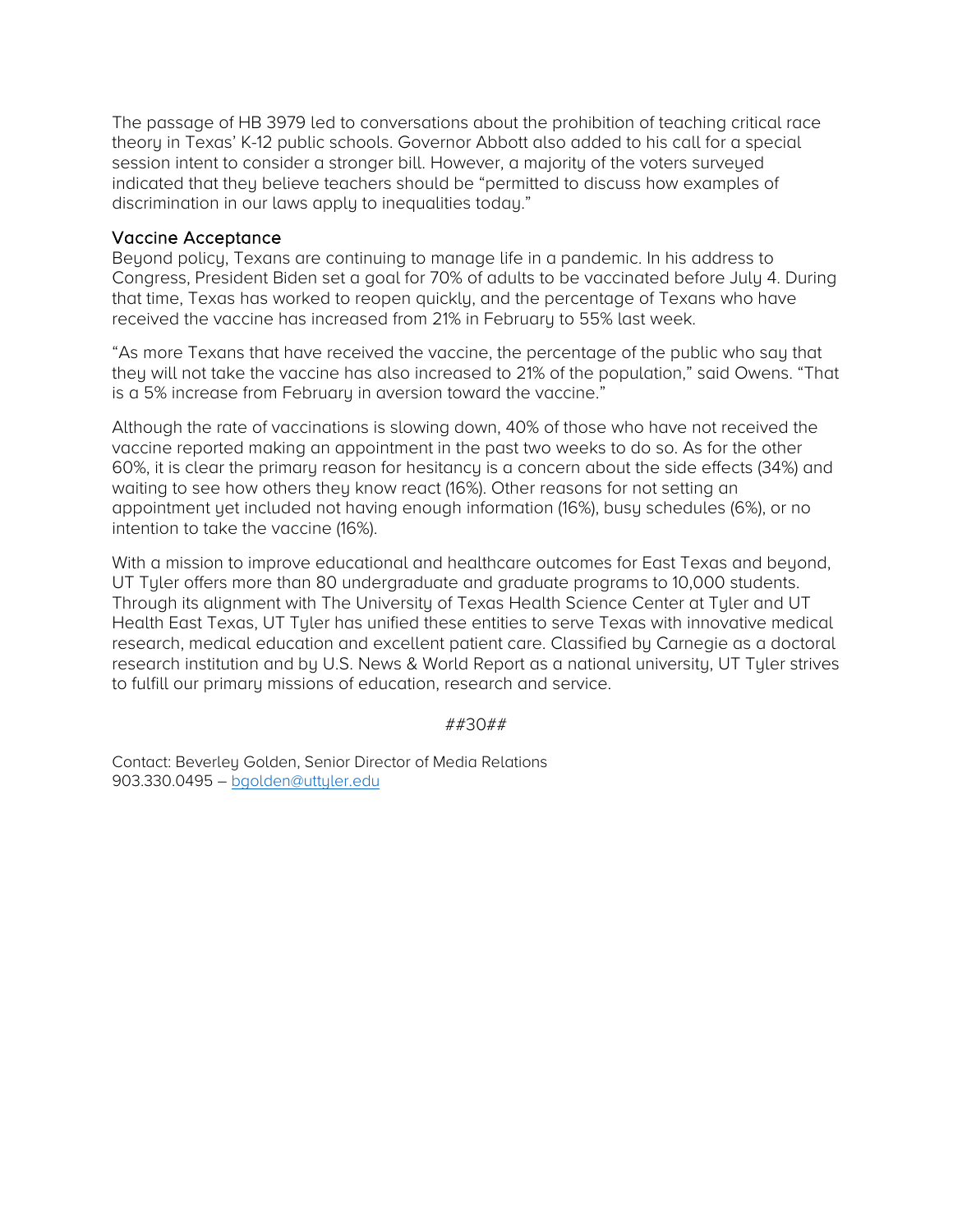The passage of HB 3979 led to conversations about the prohibition of teaching critical race theory in Texas' K-12 public schools. Governor Abbott also added to his call for a special session intent to consider a stronger bill. However, a majority of the voters surveyed indicated that they believe teachers should be "permitted to discuss how examples of discrimination in our laws apply to inequalities today."

## Vaccine Acceptance

Beyond policy, Texans are continuing to manage life in a pandemic. In his address to Congress, President Biden set a goal for 70% of adults to be vaccinated before July 4. During that time, Texas has worked to reopen quickly, and the percentage of Texans who have received the vaccine has increased from 21% in February to 55% last week.

"As more Texans that have received the vaccine, the percentage of the public who say that they will not take the vaccine has also increased to 21% of the population," said Owens. "That is a 5% increase from February in aversion toward the vaccine."

Although the rate of vaccinations is slowing down, 40% of those who have not received the vaccine reported making an appointment in the past two weeks to do so. As for the other 60%, it is clear the primary reason for hesitancy is a concern about the side effects (34%) and waiting to see how others they know react (16%). Other reasons for not setting an appointment yet included not having enough information (16%), busy schedules (6%), or no intention to take the vaccine (16%).

With a mission to improve educational and healthcare outcomes for East Texas and beyond, UT Tyler offers more than 80 undergraduate and graduate programs to 10,000 students. Through its alignment with The University of Texas Health Science Center at Tyler and UT Health East Texas, UT Tyler has unified these entities to serve Texas with innovative medical research, medical education and excellent patient care. Classified by Carnegie as a doctoral research institution and by U.S. News & World Report as a national university, UT Tyler strives to fulfill our primary missions of education, research and service.

##30##

Contact: Beverley Golden, Senior Director of Media Relations
903.330.0495 – bgolden@uttyler.edu